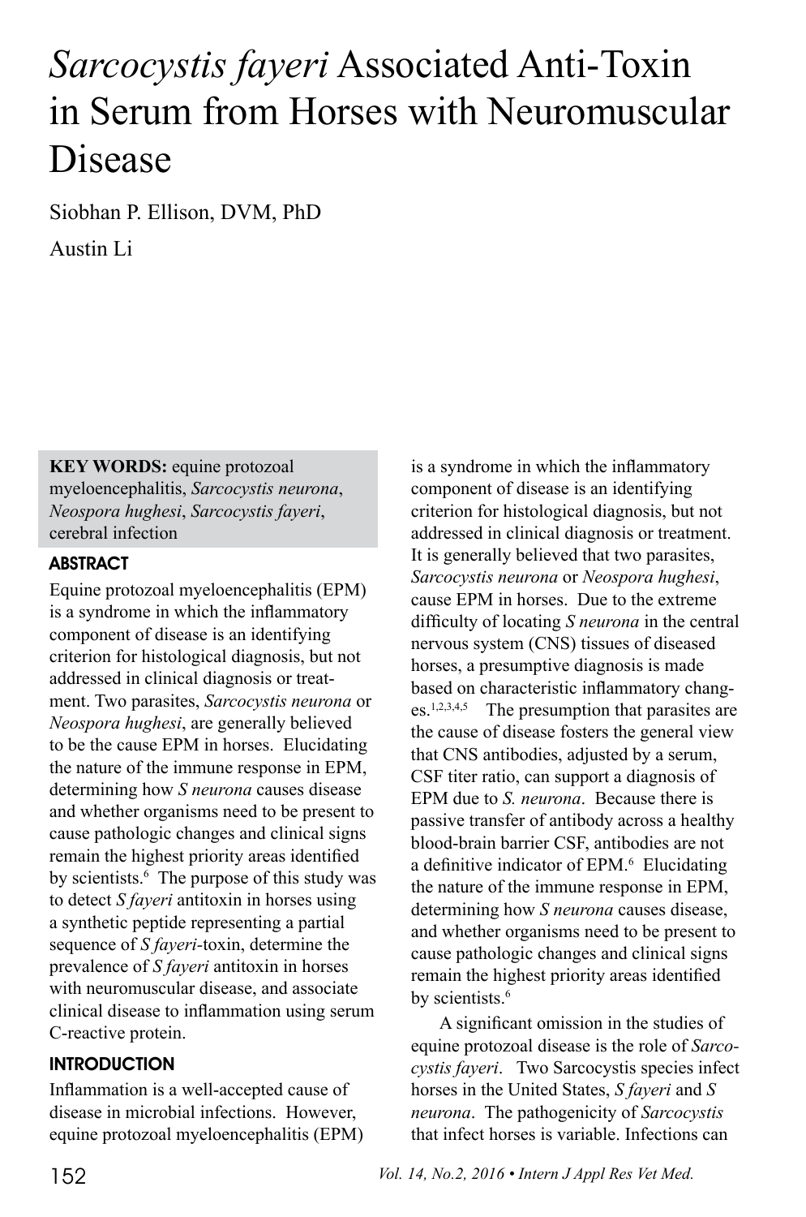# *Sarcocystis fayeri* Associated Anti-Toxin in Serum from Horses with Neuromuscular Disease

Siobhan P. Ellison, DVM, PhD

Austin Li

**KEY WORDS:** equine protozoal myeloencephalitis, *Sarcocystis neurona*, *Neospora hughesi*, *Sarcocystis fayeri*, cerebral infection

## ABSTRACT

Equine protozoal myeloencephalitis (EPM) is a syndrome in which the inflammatory component of disease is an identifying criterion for histological diagnosis, but not addressed in clinical diagnosis or treatment. Two parasites, *Sarcocystis neurona* or *Neospora hughesi*, are generally believed to be the cause EPM in horses. Elucidating the nature of the immune response in EPM, determining how *S neurona* causes disease and whether organisms need to be present to cause pathologic changes and clinical signs remain the highest priority areas identified by scientists.[6] The purpose of this study was to detect *S fayeri* antitoxin in horses using a synthetic peptide representing a partial sequence of *S fayeri*-toxin, determine the prevalence of *S fayeri* antitoxin in horses with neuromuscular disease, and associate clinical disease to inflammation using serum C-reactive protein.

## INTRODUCTION

Inflammation is a well-accepted cause of disease in microbial infections. However, equine protozoal myeloencephalitis (EPM) is a syndrome in which the inflammatory component of disease is an identifying criterion for histological diagnosis, but not addressed in clinical diagnosis or treatment. It is generally believed that two parasites, *Sarcocystis neurona* or *Neospora hughesi*, cause EPM in horses. Due to the extreme difficulty of locating *S neurona* in the central nervous system (CNS) tissues of diseased horses, a presumptive diagnosis is made based on characteristic inflammatory changes.[1,2,3,4,5] The presumption that parasites are the cause of disease fosters the general view that CNS antibodies, adjusted by a serum, CSF titer ratio, can support a diagnosis of EPM due to *S. neurona*. Because there is passive transfer of antibody across a healthy blood-brain barrier CSF, antibodies are not a definitive indicator of EPM.[6] Elucidating the nature of the immune response in EPM, determining how *S neurona* causes disease, and whether organisms need to be present to cause pathologic changes and clinical signs remain the highest priority areas identified by scientists.[6]

A significant omission in the studies of equine protozoal disease is the role of *Sarcocystis fayeri*. Two Sarcocystis species infect horses in the United States, *S fayeri* and *S neurona*. The pathogenicity of *Sarcocystis* that infect horses is variable. Infections can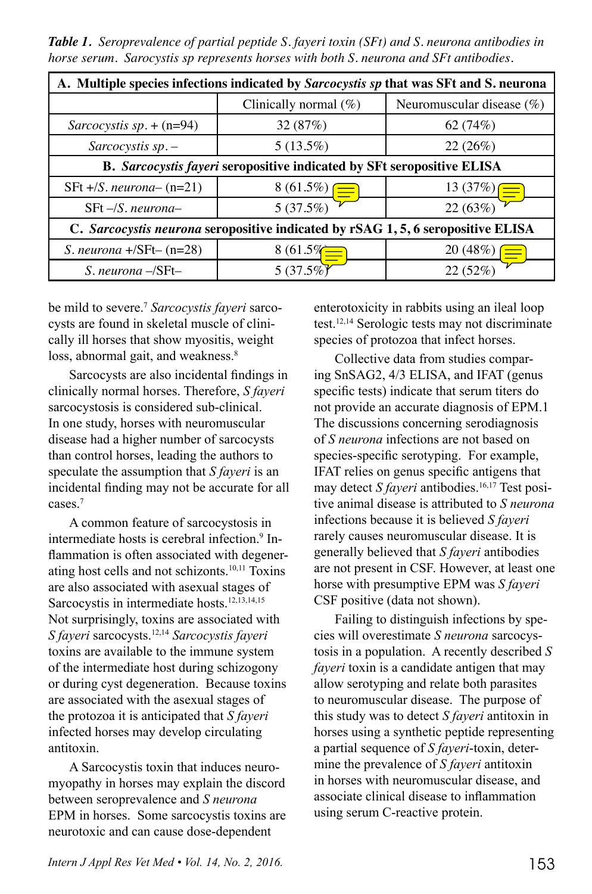***Table 1.*** *Seroprevalence of partial peptide S. fayeri toxin (SFt) and S. neurona antibodies in horse serum. Sarocystis sp represents horses with both S. neurona and SFt antibodies.*

| **A. Multiple species infections indicated by *Sarcocystis sp* that was SFt and S. neurona** | | |
|---|---|---|
| | Clinically normal (%) | Neuromuscular disease (%) |
| *Sarcocystis sp.* + (n=94) | 32 (87%) | 62 (74%) |
| *Sarcocystis sp.* – | 5 (13.5%) | 22 (26%) |
| **B. *Sarcocystis fayeri* seropositive indicated by SFt seropositive ELISA** | | |
| SFt +/*S. neurona*– (n=21) | 8 (61.5%) | 13 (37%) |
| SFt –/*S. neurona*– | 5 (37.5%) | 22 (63%) |
| **C. *Sarcocystis neurona* seropositive indicated by rSAG 1, 5, 6 seropositive ELISA** | | |
| *S. neurona* +/SFt– (n=28) | 8 (61.5%) | 20 (48%) |
| *S. neurona* –/SFt– | 5 (37.5%) | 22 (52%) |

be mild to severe.[7] *Sarcocystis fayeri* sarcocysts are found in skeletal muscle of clinically ill horses that show myositis, weight loss, abnormal gait, and weakness.[8]

Sarcocysts are also incidental findings in clinically normal horses. Therefore, *S fayeri* sarcocystosis is considered sub-clinical. In one study, horses with neuromuscular disease had a higher number of sarcocysts than control horses, leading the authors to speculate the assumption that *S fayeri* is an incidental finding may not be accurate for all cases.[7]

A common feature of sarcocystosis in intermediate hosts is cerebral infection.[9] Inflammation is often associated with degenerating host cells and not schizonts.[10,11] Toxins are also associated with asexual stages of Sarcocystis in intermediate hosts.[12,13,14,15] Not surprisingly, toxins are associated with *S fayeri* sarcocysts.[12,14] *Sarcocystis fayeri* toxins are available to the immune system of the intermediate host during schizogony or during cyst degeneration. Because toxins are associated with the asexual stages of the protozoa it is anticipated that *S fayeri* infected horses may develop circulating antitoxin.

A Sarcocystis toxin that induces neuromyopathy in horses may explain the discord between seroprevalence and *S neurona* EPM in horses. Some sarcocystis toxins are neurotoxic and can cause dose-dependent enterotoxicity in rabbits using an ileal loop test.[12,14] Serologic tests may not discriminate species of protozoa that infect horses.

Collective data from studies comparing SnSAG2, 4/3 ELISA, and IFAT (genus specific tests) indicate that serum titers do not provide an accurate diagnosis of EPM.1 The discussions concerning serodiagnosis of *S neurona* infections are not based on species-specific serotyping. For example, IFAT relies on genus specific antigens that may detect *S fayeri* antibodies.[16,17] Test positive animal disease is attributed to *S neurona* infections because it is believed *S fayeri* rarely causes neuromuscular disease. It is generally believed that *S fayeri* antibodies are not present in CSF. However, at least one horse with presumptive EPM was *S fayeri* CSF positive (data not shown).

Failing to distinguish infections by species will overestimate *S neurona* sarcocystosis in a population. A recently described *S fayeri* toxin is a candidate antigen that may allow serotyping and relate both parasites to neuromuscular disease. The purpose of this study was to detect *S fayeri* antitoxin in horses using a synthetic peptide representing a partial sequence of *S fayeri*-toxin, determine the prevalence of *S fayeri* antitoxin in horses with neuromuscular disease, and associate clinical disease to inflammation using serum C-reactive protein.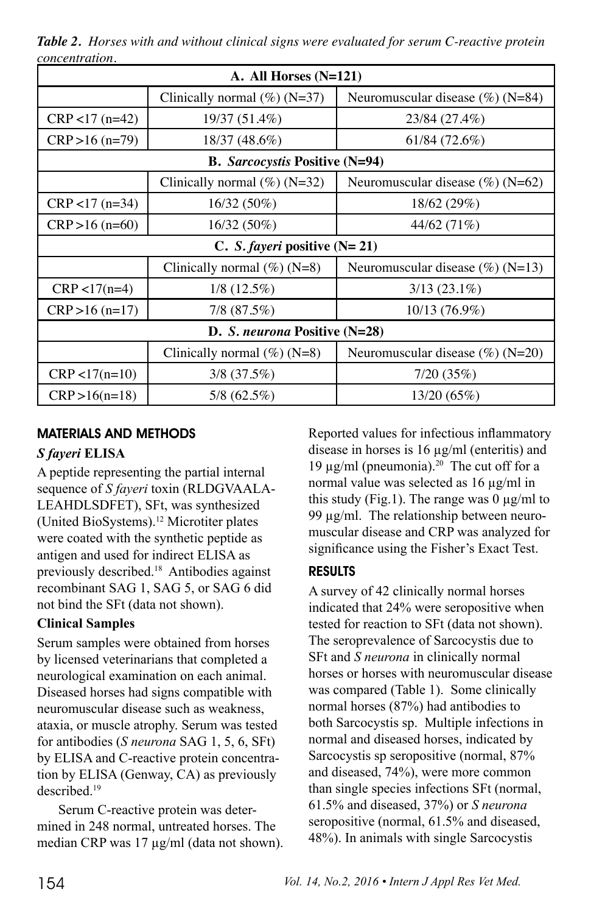*Table 2. Horses with and without clinical signs were evaluated for serum C-reactive protein concentration.*

| A. All Horses (N=121) | | |
|---|---|---|
| | Clinically normal (%) (N=37) | Neuromuscular disease (%) (N=84) |
| CRP <17 (n=42) | 19/37 (51.4%) | 23/84 (27.4%) |
| CRP >16 (n=79) | 18/37 (48.6%) | 61/84 (72.6%) |
| **B. *Sarcocystis* Positive (N=94)** | | |
| | Clinically normal (%) (N=32) | Neuromuscular disease (%) (N=62) |
| CRP <17 (n=34) | 16/32 (50%) | 18/62 (29%) |
| CRP >16 (n=60) | 16/32 (50%) | 44/62 (71%) |
| **C. *S. fayeri* positive (N= 21)** | | |
| | Clinically normal (%) (N=8) | Neuromuscular disease (%) (N=13) |
| CRP <17(n=4) | 1/8 (12.5%) | 3/13 (23.1%) |
| CRP >16 (n=17) | 7/8 (87.5%) | 10/13 (76.9%) |
| **D. *S. neurona* Positive (N=28)** | | |
| | Clinically normal (%) (N=8) | Neuromuscular disease (%) (N=20) |
| CRP <17(n=10) | 3/8 (37.5%) | 7/20 (35%) |
| CRP >16(n=18) | 5/8 (62.5%) | 13/20 (65%) |

## MATERIALS AND METHODS

### *S fayeri* ELISA

A peptide representing the partial internal sequence of *S fayeri* toxin (RLDGVAALA-LEAHDLSDFET), SFt, was synthesized (United BioSystems).[12] Microtiter plates were coated with the synthetic peptide as antigen and used for indirect ELISA as previously described.[18] Antibodies against recombinant SAG 1, SAG 5, or SAG 6 did not bind the SFt (data not shown).

### Clinical Samples

Serum samples were obtained from horses by licensed veterinarians that completed a neurological examination on each animal. Diseased horses had signs compatible with neuromuscular disease such as weakness, ataxia, or muscle atrophy. Serum was tested for antibodies (*S neurona* SAG 1, 5, 6, SFt) by ELISA and C-reactive protein concentration by ELISA (Genway, CA) as previously described.[19]

Serum C-reactive protein was determined in 248 normal, untreated horses. The median CRP was 17 µg/ml (data not shown). Reported values for infectious inflammatory disease in horses is 16 µg/ml (enteritis) and 19 µg/ml (pneumonia).[20] The cut off for a normal value was selected as 16 µg/ml in this study (Fig.1). The range was 0 µg/ml to 99 µg/ml. The relationship between neuromuscular disease and CRP was analyzed for significance using the Fisher's Exact Test.

## RESULTS

A survey of 42 clinically normal horses indicated that 24% were seropositive when tested for reaction to SFt (data not shown). The seroprevalence of Sarcocystis due to SFt and *S neurona* in clinically normal horses or horses with neuromuscular disease was compared (Table 1). Some clinically normal horses (87%) had antibodies to both Sarcocystis sp. Multiple infections in normal and diseased horses, indicated by Sarcocystis sp seropositive (normal, 87% and diseased, 74%), were more common than single species infections SFt (normal, 61.5% and diseased, 37%) or *S neurona* seropositive (normal, 61.5% and diseased, 48%). In animals with single Sarcocystis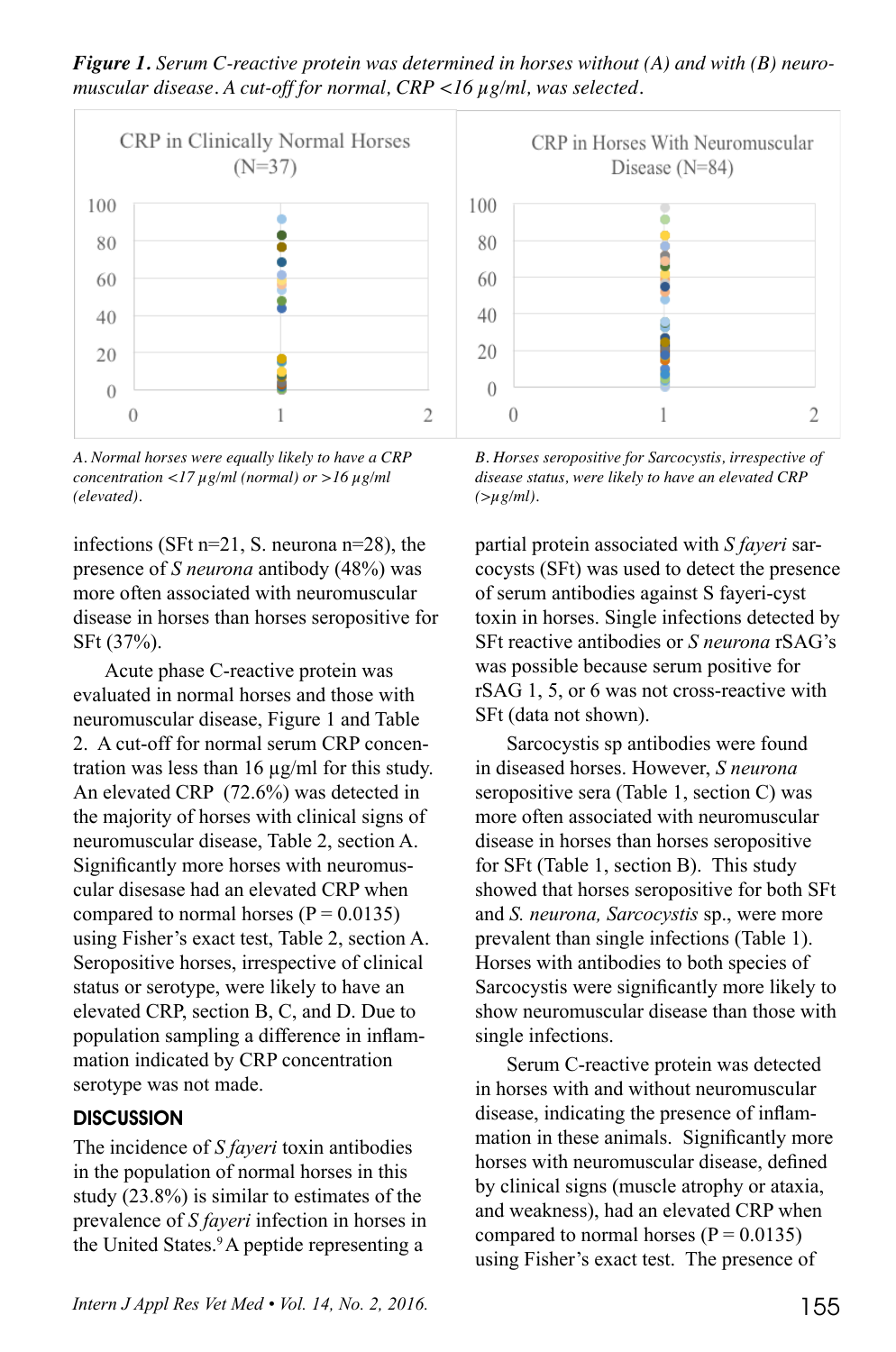*Figure 1. Serum C-reactive protein was determined in horses without (A) and with (B) neuromuscular disease. A cut-off for normal, CRP <16 µg/ml, was selected.*

*A. Normal horses were equally likely to have a CRP concentration <17 µg/ml (normal) or >16 µg/ml (elevated).*

*B. Horses seropositive for Sarcocystis, irrespective of disease status, were likely to have an elevated CRP (>µg/ml).*

infections (SFt n=21, S. neurona n=28), the presence of *S neurona* antibody (48%) was more often associated with neuromuscular disease in horses than horses seropositive for SFt (37%).

Acute phase C-reactive protein was evaluated in normal horses and those with neuromuscular disease, Figure 1 and Table 2. A cut-off for normal serum CRP concentration was less than 16 µg/ml for this study. An elevated CRP (72.6%) was detected in the majority of horses with clinical signs of neuromuscular disease, Table 2, section A. Significantly more horses with neuromuscular disease had an elevated CRP when compared to normal horses ($P = 0.0135$) using Fisher's exact test, Table 2, section A. Seropositive horses, irrespective of clinical status or serotype, were likely to have an elevated CRP, section B, C, and D. Due to population sampling a difference in inflammation indicated by CRP concentration serotype was not made.

## DISCUSSION

The incidence of *S fayeri* toxin antibodies in the population of normal horses in this study (23.8%) is similar to estimates of the prevalence of *S fayeri* infection in horses in the United States.[9] A peptide representing a partial protein associated with *S fayeri* sarcocysts (SFt) was used to detect the presence of serum antibodies against S fayeri-cyst toxin in horses. Single infections detected by SFt reactive antibodies or *S neurona* rSAG's was possible because serum positive for rSAG 1, 5, or 6 was not cross-reactive with SFt (data not shown).

Sarcocystis sp antibodies were found in diseased horses. However, *S neurona* seropositive sera (Table 1, section C) was more often associated with neuromuscular disease in horses than horses seropositive for SFt (Table 1, section B). This study showed that horses seropositive for both SFt and *S. neurona, Sarcocystis* sp., were more prevalent than single infections (Table 1). Horses with antibodies to both species of Sarcocystis were significantly more likely to show neuromuscular disease than those with single infections.

Serum C-reactive protein was detected in horses with and without neuromuscular disease, indicating the presence of inflammation in these animals. Significantly more horses with neuromuscular disease, defined by clinical signs (muscle atrophy or ataxia, and weakness), had an elevated CRP when compared to normal horses ($P = 0.0135$) using Fisher's exact test. The presence of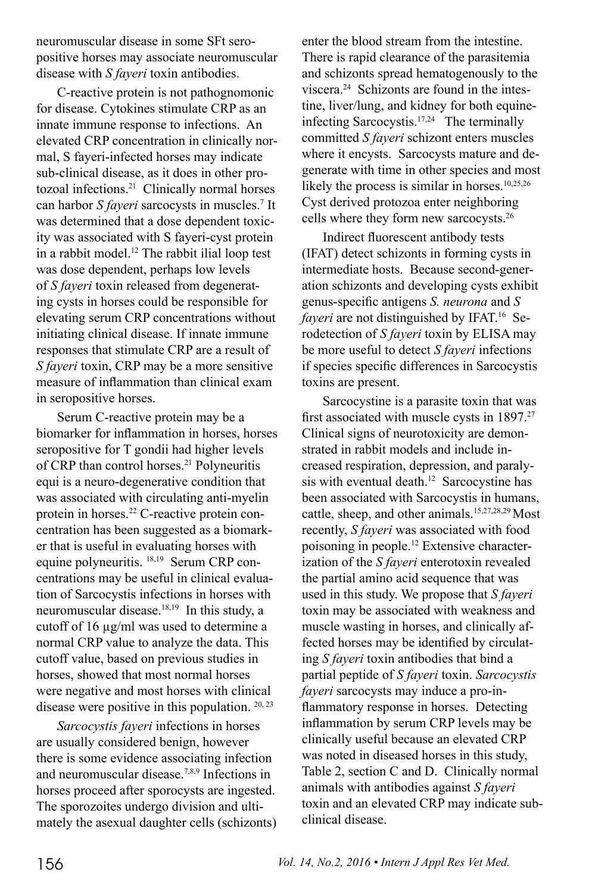neuromuscular disease in some SFt seropositive horses may associate neuromuscular disease with *S fayeri* toxin antibodies.

C-reactive protein is not pathognomonic for disease. Cytokines stimulate CRP as an innate immune response to infections. An elevated CRP concentration in clinically normal, S fayeri-infected horses may indicate sub-clinical disease, as it does in other protozoal infections.[21] Clinically normal horses can harbor *S fayeri* sarcocysts in muscles.[7] It was determined that a dose dependent toxicity was associated with S fayeri-cyst protein in a rabbit model.[12] The rabbit ilial loop test was dose dependent, perhaps low levels of *S fayeri* toxin released from degenerating cysts in horses could be responsible for elevating serum CRP concentrations without initiating clinical disease. If innate immune responses that stimulate CRP are a result of *S fayeri* toxin, CRP may be a more sensitive measure of inflammation than clinical exam in seropositive horses.

Serum C-reactive protein may be a biomarker for inflammation in horses, horses seropositive for T gondii had higher levels of CRP than control horses.[21] Polyneuritis equi is a neuro-degenerative condition that was associated with circulating anti-myelin protein in horses.[22] C-reactive protein concentration has been suggested as a biomarker that is useful in evaluating horses with equine polyneuritis. [18,19] Serum CRP concentrations may be useful in clinical evaluation of Sarcocystis infections in horses with neuromuscular disease.[18,19] In this study, a cutoff of 16 µg/ml was used to determine a normal CRP value to analyze the data. This cutoff value, based on previous studies in horses, showed that most normal horses were negative and most horses with clinical disease were positive in this population. [20, 23]

*Sarcocystis fayeri* infections in horses are usually considered benign, however there is some evidence associating infection and neuromuscular disease.[7,8,9] Infections in horses proceed after sporocysts are ingested. The sporozoites undergo division and ultimately the asexual daughter cells (schizonts) enter the blood stream from the intestine. There is rapid clearance of the parasitemia and schizonts spread hematogenously to the viscera.[24] Schizonts are found in the intestine, liver/lung, and kidney for both equine-infecting Sarcocystis.[17,24] The terminally committed *S fayeri* schizont enters muscles where it encysts. Sarcocysts mature and degenerate with time in other species and most likely the process is similar in horses.[10,25,26] Cyst derived protozoa enter neighboring cells where they form new sarcocysts.[26]

Indirect fluorescent antibody tests (IFAT) detect schizonts in forming cysts in intermediate hosts. Because second-generation schizonts and developing cysts exhibit genus-specific antigens *S. neurona* and *S fayeri* are not distinguished by IFAT.[16] Serodetection of *S fayeri* toxin by ELISA may be more useful to detect *S fayeri* infections if species specific differences in Sarcocystis toxins are present.

Sarcocystine is a parasite toxin that was first associated with muscle cysts in 1897.[27] Clinical signs of neurotoxicity are demonstrated in rabbit models and include increased respiration, depression, and paralysis with eventual death.[12] Sarcocystine has been associated with Sarcocystis in humans, cattle, sheep, and other animals.[15,27,28,29] Most recently, *S fayeri* was associated with food poisoning in people.[12] Extensive characterization of the *S fayeri* enterotoxin revealed the partial amino acid sequence that was used in this study. We propose that *S fayeri* toxin may be associated with weakness and muscle wasting in horses, and clinically affected horses may be identified by circulating *S fayeri* toxin antibodies that bind a partial peptide of *S fayeri* toxin. *Sarcocystis fayeri* sarcocysts may induce a pro-inflammatory response in horses. Detecting inflammation by serum CRP levels may be clinically useful because an elevated CRP was noted in diseased horses in this study, Table 2, section C and D. Clinically normal animals with antibodies against *S fayeri* toxin and an elevated CRP may indicate subclinical disease.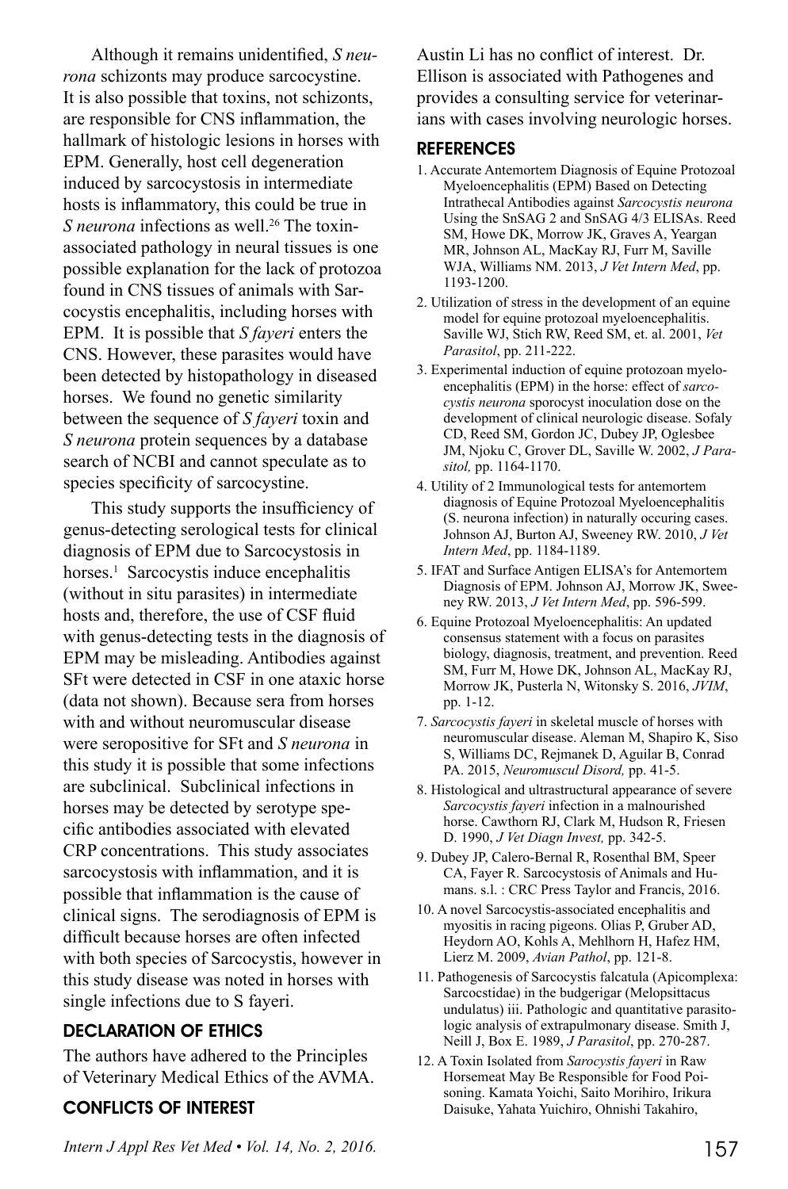Although it remains unidentified, *S neurona* schizonts may produce sarcocystine. It is also possible that toxins, not schizonts, are responsible for CNS inflammation, the hallmark of histologic lesions in horses with EPM. Generally, host cell degeneration induced by sarcocystosis in intermediate hosts is inflammatory, this could be true in *S neurona* infections as well.[26] The toxin-associated pathology in neural tissues is one possible explanation for the lack of protozoa found in CNS tissues of animals with Sarcocystis encephalitis, including horses with EPM. It is possible that *S fayeri* enters the CNS. However, these parasites would have been detected by histopathology in diseased horses. We found no genetic similarity between the sequence of *S fayeri* toxin and *S neurona* protein sequences by a database search of NCBI and cannot speculate as to species specificity of sarcocystine.

This study supports the insufficiency of genus-detecting serological tests for clinical diagnosis of EPM due to Sarcocystosis in horses.[1] Sarcocystis induce encephalitis (without in situ parasites) in intermediate hosts and, therefore, the use of CSF fluid with genus-detecting tests in the diagnosis of EPM may be misleading. Antibodies against SFt were detected in CSF in one ataxic horse (data not shown). Because sera from horses with and without neuromuscular disease were seropositive for SFt and *S neurona* in this study it is possible that some infections are subclinical. Subclinical infections in horses may be detected by serotype specific antibodies associated with elevated CRP concentrations. This study associates sarcocystosis with inflammation, and it is possible that inflammation is the cause of clinical signs. The serodiagnosis of EPM is difficult because horses are often infected with both species of Sarcocystis, however in this study disease was noted in horses with single infections due to S fayeri.

## DECLARATION OF ETHICS

The authors have adhered to the Principles of Veterinary Medical Ethics of the AVMA.

## CONFLICTS OF INTEREST

Austin Li has no conflict of interest. Dr. Ellison is associated with Pathogenes and provides a consulting service for veterinarians with cases involving neurologic horses.

## REFERENCES

1. Accurate Antemortem Diagnosis of Equine Protozoal Myeloencephalitis (EPM) Based on Detecting Intrathecal Antibodies against *Sarcocystis neurona* Using the SnSAG 2 and SnSAG 4/3 ELISAs. Reed SM, Howe DK, Morrow JK, Graves A, Yeargan MR, Johnson AL, MacKay RJ, Furr M, Saville WJA, Williams NM. 2013, *J Vet Intern Med*, pp. 1193-1200.
2. Utilization of stress in the development of an equine model for equine protozoal myeloencephalitis. Saville WJ, Stich RW, Reed SM, et. al. 2001, *Vet Parasitol*, pp. 211-222.
3. Experimental induction of equine protozoan myeloencephalitis (EPM) in the horse: effect of *sarcocystis neurona* sporocyst inoculation dose on the development of clinical neurologic disease. Sofaly CD, Reed SM, Gordon JC, Dubey JP, Oglesbee JM, Njoku C, Grover DL, Saville W. 2002, *J Parasitol,* pp. 1164-1170.
4. Utility of 2 Immunological tests for antemortem diagnosis of Equine Protozoal Myeloencephalitis (S. neurona infection) in naturally occuring cases. Johnson AJ, Burton AJ, Sweeney RW. 2010, *J Vet Intern Med*, pp. 1184-1189.
5. IFAT and Surface Antigen ELISA's for Antemortem Diagnosis of EPM. Johnson AJ, Morrow JK, Sweeney RW. 2013, *J Vet Intern Med*, pp. 596-599.
6. Equine Protozoal Myeloencephalitis: An updated consensus statement with a focus on parasites biology, diagnosis, treatment, and prevention. Reed SM, Furr M, Howe DK, Johnson AL, MacKay RJ, Morrow JK, Pusterla N, Witonsky S. 2016, *JVIM*, pp. 1-12.
7. *Sarcocystis fayeri* in skeletal muscle of horses with neuromuscular disease. Aleman M, Shapiro K, Siso S, Williams DC, Rejmanek D, Aguilar B, Conrad PA. 2015, *Neuromuscul Disord,* pp. 41-5.
8. Histological and ultrastructural appearance of severe *Sarcocystis fayeri* infection in a malnourished horse. Cawthorn RJ, Clark M, Hudson R, Friesen D. 1990, *J Vet Diagn Invest,* pp. 342-5.
9. Dubey JP, Calero-Bernal R, Rosenthal BM, Speer CA, Fayer R. Sarcocystosis of Animals and Humans. s.l. : CRC Press Taylor and Francis, 2016.
10. A novel Sarcocystis-associated encephalitis and myositis in racing pigeons. Olias P, Gruber AD, Heydorn AO, Kohls A, Mehlhorn H, Hafez HM, Lierz M. 2009, *Avian Pathol*, pp. 121-8.
11. Pathogenesis of Sarcocystis falcatula (Apicomplexa: Sarcocstidae) in the budgerigar (Melopsittacus undulatus) iii. Pathologic and quantitative parasitologic analysis of extrapulmonary disease. Smith J, Neill J, Box E. 1989, *J Parasitol*, pp. 270-287.
12. A Toxin Isolated from *Sarocystis fayeri* in Raw Horsemeat May Be Responsible for Food Poisoning. Kamata Yoichi, Saito Morihiro, Irikura Daisuke, Yahata Yuichiro, Ohnishi Takahiro,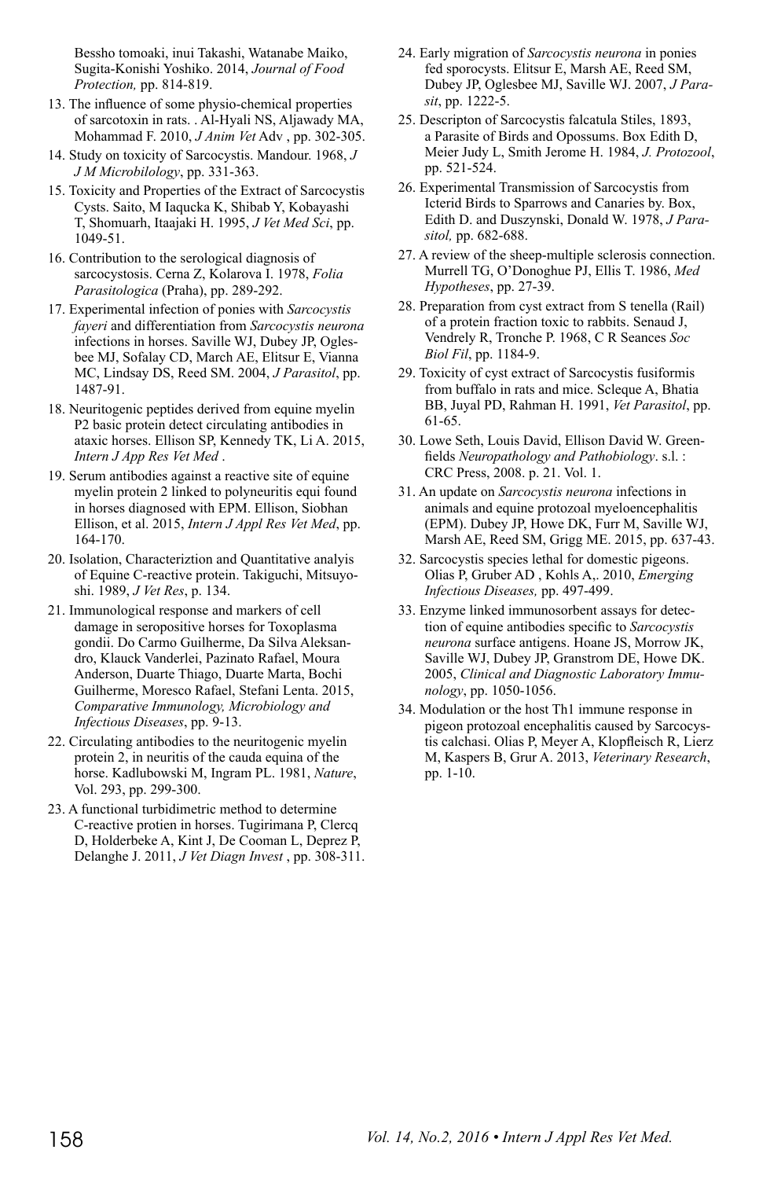Bessho tomoaki, inui Takashi, Watanabe Maiko, Sugita-Konishi Yoshiko. 2014, *Journal of Food Protection,* pp. 814-819.

13. The influence of some physio-chemical properties of sarcotoxin in rats. . Al-Hyali NS, Aljawady MA, Mohammad F. 2010, *J Anim Vet* Adv , pp. 302-305.
14. Study on toxicity of Sarcocystis. Mandour. 1968, *J J M Microbilology*, pp. 331-363.
15. Toxicity and Properties of the Extract of Sarcocystis Cysts. Saito, M Iaqucka K, Shibab Y, Kobayashi T, Shomuarh, Itaajaki H. 1995, *J Vet Med Sci*, pp. 1049-51.
16. Contribution to the serological diagnosis of sarcocystosis. Cerna Z, Kolarova I. 1978, *Folia Parasitologica* (Praha), pp. 289-292.
17. Experimental infection of ponies with *Sarcocystis fayeri* and differentiation from *Sarcocystis neurona* infections in horses. Saville WJ, Dubey JP, Oglesbee MJ, Sofalay CD, March AE, Elitsur E, Vianna MC, Lindsay DS, Reed SM. 2004, *J Parasitol*, pp. 1487-91.
18. Neuritogenic peptides derived from equine myelin P2 basic protein detect circulating antibodies in ataxic horses. Ellison SP, Kennedy TK, Li A. 2015, *Intern J App Res Vet Med* .
19. Serum antibodies against a reactive site of equine myelin protein 2 linked to polyneuritis equi found in horses diagnosed with EPM. Ellison, Siobhan Ellison, et al. 2015, *Intern J Appl Res Vet Med*, pp. 164-170.
20. Isolation, Characteriztion and Quantitative analyis of Equine C-reactive protein. Takiguchi, Mitsuyoshi. 1989, *J Vet Res*, p. 134.
21. Immunological response and markers of cell damage in seropositive horses for Toxoplasma gondii. Do Carmo Guilherme, Da Silva Aleksandro, Klauck Vanderlei, Pazinato Rafael, Moura Anderson, Duarte Thiago, Duarte Marta, Bochi Guilherme, Moresco Rafael, Stefani Lenta. 2015, *Comparative Immunology, Microbiology and Infectious Diseases*, pp. 9-13.
22. Circulating antibodies to the neuritogenic myelin protein 2, in neuritis of the cauda equina of the horse. Kadlubowski M, Ingram PL. 1981, *Nature*, Vol. 293, pp. 299-300.
23. A functional turbidimetric method to determine C-reactive protien in horses. Tugirimana P, Clercq D, Holderbeke A, Kint J, De Cooman L, Deprez P, Delanghe J. 2011, *J Vet Diagn Invest* , pp. 308-311.
24. Early migration of *Sarcocystis neurona* in ponies fed sporocysts. Elitsur E, Marsh AE, Reed SM, Dubey JP, Oglesbee MJ, Saville WJ. 2007, *J Parasit*, pp. 1222-5.
25. Descripton of Sarcocystis falcatula Stiles, 1893, a Parasite of Birds and Opossums. Box Edith D, Meier Judy L, Smith Jerome H. 1984, *J. Protozool*, pp. 521-524.
26. Experimental Transmission of Sarcocystis from Icterid Birds to Sparrows and Canaries by. Box, Edith D. and Duszynski, Donald W. 1978, *J Parasitol,* pp. 682-688.
27. A review of the sheep-multiple sclerosis connection. Murrell TG, O'Donoghue PJ, Ellis T. 1986, *Med Hypotheses*, pp. 27-39.
28. Preparation from cyst extract from S tenella (Rail) of a protein fraction toxic to rabbits. Senaud J, Vendrely R, Tronche P. 1968, C R Seances *Soc Biol Fil*, pp. 1184-9.
29. Toxicity of cyst extract of Sarcocystis fusiformis from buffalo in rats and mice. Scleque A, Bhatia BB, Juyal PD, Rahman H. 1991, *Vet Parasitol*, pp. 61-65.
30. Lowe Seth, Louis David, Ellison David W. Greenfields *Neuropathology and Pathobiology*. s.l. : CRC Press, 2008. p. 21. Vol. 1.
31. An update on *Sarcocystis neurona* infections in animals and equine protozoal myeloencephalitis (EPM). Dubey JP, Howe DK, Furr M, Saville WJ, Marsh AE, Reed SM, Grigg ME. 2015, pp. 637-43.
32. Sarcocystis species lethal for domestic pigeons. Olias P, Gruber AD , Kohls A,. 2010, *Emerging Infectious Diseases,* pp. 497-499.
33. Enzyme linked immunosorbent assays for detection of equine antibodies specific to *Sarcocystis neurona* surface antigens. Hoane JS, Morrow JK, Saville WJ, Dubey JP, Granstrom DE, Howe DK. 2005, *Clinical and Diagnostic Laboratory Immunology*, pp. 1050-1056.
34. Modulation or the host Th1 immune response in pigeon protozoal encephalitis caused by Sarcocystis calchasi. Olias P, Meyer A, Klopfleisch R, Lierz M, Kaspers B, Grur A. 2013, *Veterinary Research*, pp. 1-10.